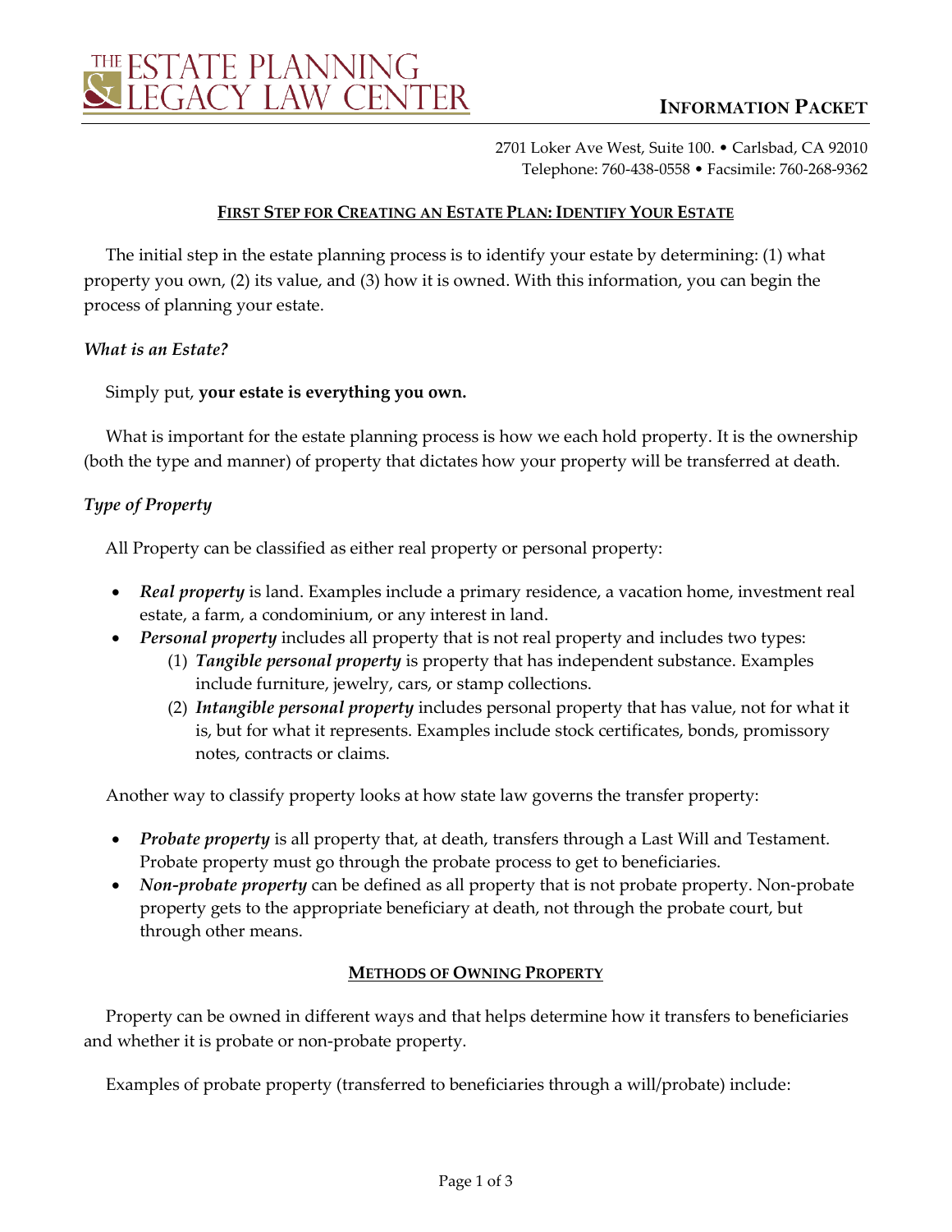# THE ESTATE PLANNING & LEGACY LAW CENTER

**INFORMATION PACKET**

2701 Loker Ave West, Suite 100. • Carlsbad, CA 92010
Telephone: 760-438-0558 • Facsimile: 760-268-9362

## FIRST STEP FOR CREATING AN ESTATE PLAN: IDENTIFY YOUR ESTATE

The initial step in the estate planning process is to identify your estate by determining: (1) what property you own, (2) its value, and (3) how it is owned. With this information, you can begin the process of planning your estate.

### *What is an Estate?*

Simply put, **your estate is everything you own.**

What is important for the estate planning process is how we each hold property. It is the ownership (both the type and manner) of property that dictates how your property will be transferred at death.

### *Type of Property*

All Property can be classified as either real property or personal property:

- ***Real property*** is land. Examples include a primary residence, a vacation home, investment real estate, a farm, a condominium, or any interest in land.
- ***Personal property*** includes all property that is not real property and includes two types:
    1. ***Tangible personal property*** is property that has independent substance. Examples include furniture, jewelry, cars, or stamp collections.
    2. ***Intangible personal property*** includes personal property that has value, not for what it is, but for what it represents. Examples include stock certificates, bonds, promissory notes, contracts or claims.

Another way to classify property looks at how state law governs the transfer property:

- ***Probate property*** is all property that, at death, transfers through a Last Will and Testament. Probate property must go through the probate process to get to beneficiaries.
- ***Non-probate property*** can be defined as all property that is not probate property. Non-probate property gets to the appropriate beneficiary at death, not through the probate court, but through other means.

## METHODS OF OWNING PROPERTY

Property can be owned in different ways and that helps determine how it transfers to beneficiaries and whether it is probate or non-probate property.

Examples of probate property (transferred to beneficiaries through a will/probate) include: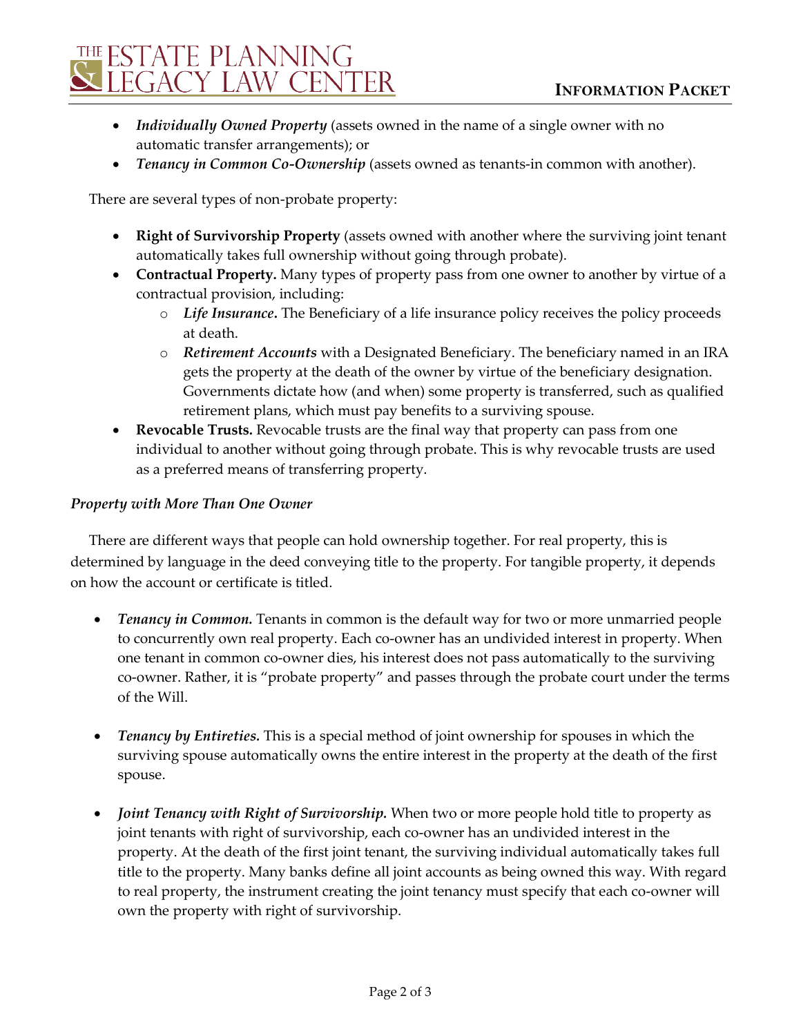- ***Individually Owned Property*** (assets owned in the name of a single owner with no automatic transfer arrangements); or
- ***Tenancy in Common Co-Ownership*** (assets owned as tenants-in common with another).

There are several types of non-probate property:

- **Right of Survivorship Property** (assets owned with another where the surviving joint tenant automatically takes full ownership without going through probate).
- **Contractual Property.** Many types of property pass from one owner to another by virtue of a contractual provision, including:
  - ***Life Insurance*****.** The Beneficiary of a life insurance policy receives the policy proceeds at death.
  - ***Retirement Accounts*** with a Designated Beneficiary. The beneficiary named in an IRA gets the property at the death of the owner by virtue of the beneficiary designation. Governments dictate how (and when) some property is transferred, such as qualified retirement plans, which must pay benefits to a surviving spouse.
- **Revocable Trusts.** Revocable trusts are the final way that property can pass from one individual to another without going through probate. This is why revocable trusts are used as a preferred means of transferring property.

*Property with More Than One Owner*

There are different ways that people can hold ownership together. For real property, this is determined by language in the deed conveying title to the property. For tangible property, it depends on how the account or certificate is titled.

- ***Tenancy in Common.*** Tenants in common is the default way for two or more unmarried people to concurrently own real property. Each co-owner has an undivided interest in property. When one tenant in common co-owner dies, his interest does not pass automatically to the surviving co-owner. Rather, it is "probate property" and passes through the probate court under the terms of the Will.

- ***Tenancy by Entireties.*** This is a special method of joint ownership for spouses in which the surviving spouse automatically owns the entire interest in the property at the death of the first spouse.

- ***Joint Tenancy with Right of Survivorship.*** When two or more people hold title to property as joint tenants with right of survivorship, each co-owner has an undivided interest in the property. At the death of the first joint tenant, the surviving individual automatically takes full title to the property. Many banks define all joint accounts as being owned this way. With regard to real property, the instrument creating the joint tenancy must specify that each co-owner will own the property with right of survivorship.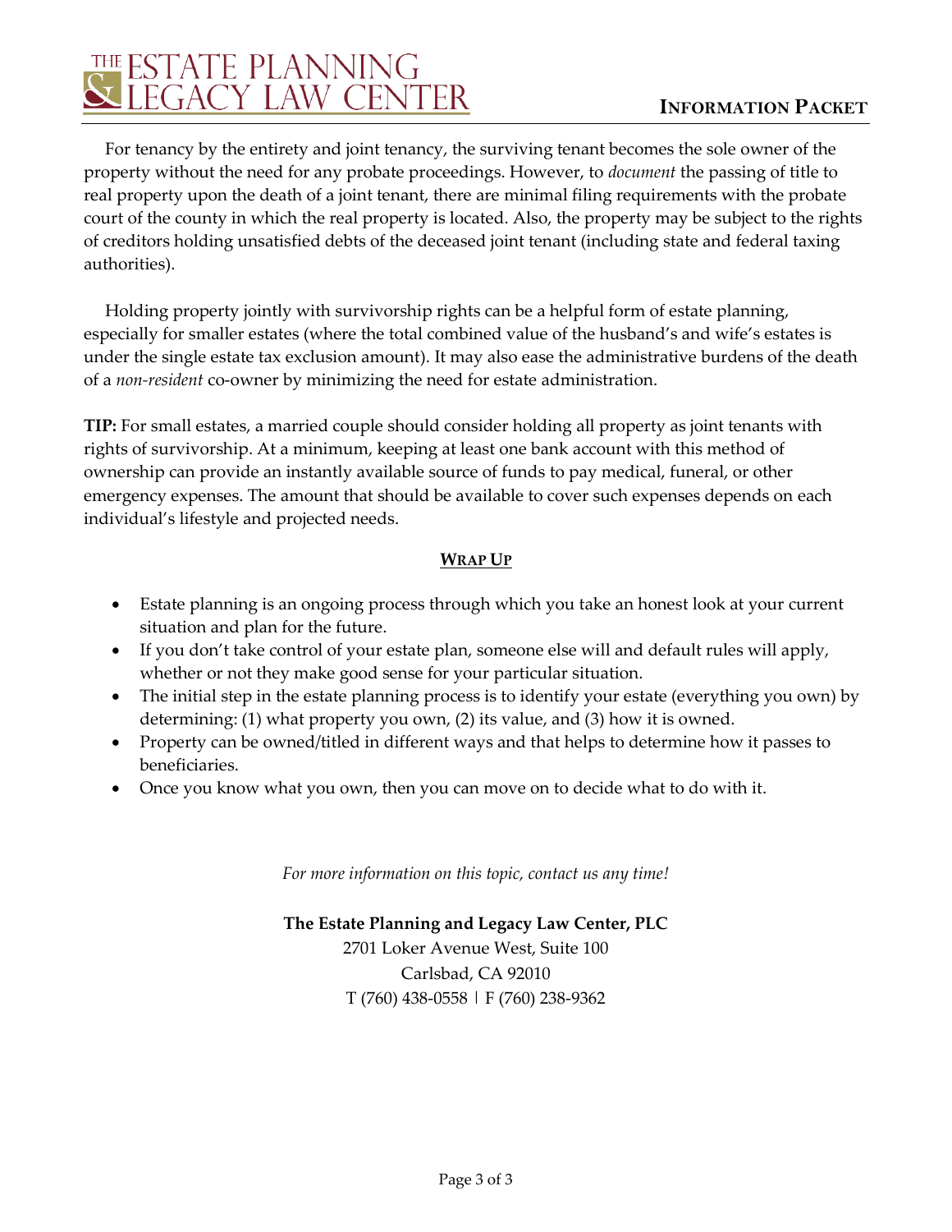For tenancy by the entirety and joint tenancy, the surviving tenant becomes the sole owner of the property without the need for any probate proceedings. However, to *document* the passing of title to real property upon the death of a joint tenant, there are minimal filing requirements with the probate court of the county in which the real property is located. Also, the property may be subject to the rights of creditors holding unsatisfied debts of the deceased joint tenant (including state and federal taxing authorities).

Holding property jointly with survivorship rights can be a helpful form of estate planning, especially for smaller estates (where the total combined value of the husband's and wife's estates is under the single estate tax exclusion amount). It may also ease the administrative burdens of the death of a *non-resident* co-owner by minimizing the need for estate administration.

**TIP:** For small estates, a married couple should consider holding all property as joint tenants with rights of survivorship. At a minimum, keeping at least one bank account with this method of ownership can provide an instantly available source of funds to pay medical, funeral, or other emergency expenses. The amount that should be available to cover such expenses depends on each individual's lifestyle and projected needs.

## WRAP UP

- Estate planning is an ongoing process through which you take an honest look at your current situation and plan for the future.
- If you don't take control of your estate plan, someone else will and default rules will apply, whether or not they make good sense for your particular situation.
- The initial step in the estate planning process is to identify your estate (everything you own) by determining: (1) what property you own, (2) its value, and (3) how it is owned.
- Property can be owned/titled in different ways and that helps to determine how it passes to beneficiaries.
- Once you know what you own, then you can move on to decide what to do with it.

*For more information on this topic, contact us any time!*

**The Estate Planning and Legacy Law Center, PLC**
2701 Loker Avenue West, Suite 100
Carlsbad, CA 92010
T (760) 438-0558 | F (760) 238-9362